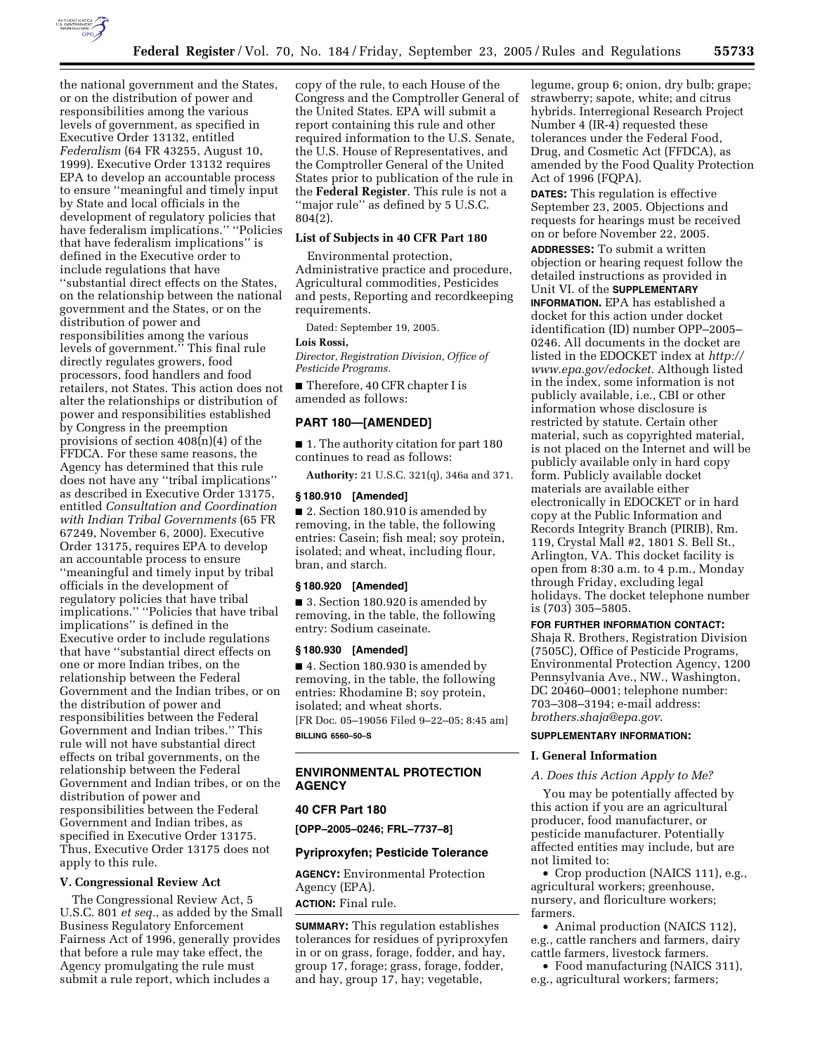the national government and the States, or on the distribution of power and responsibilities among the various levels of government, as specified in Executive Order 13132, entitled *Federalism* (64 FR 43255, August 10, 1999). Executive Order 13132 requires EPA to develop an accountable process to ensure ''meaningful and timely input by State and local officials in the development of regulatory policies that have federalism implications.'' ''Policies that have federalism implications'' is defined in the Executive order to include regulations that have ''substantial direct effects on the States, on the relationship between the national government and the States, or on the distribution of power and responsibilities among the various levels of government.'' This final rule directly regulates growers, food processors, food handlers and food retailers, not States. This action does not alter the relationships or distribution of power and responsibilities established by Congress in the preemption provisions of section 408(n)(4) of the FFDCA. For these same reasons, the Agency has determined that this rule does not have any ''tribal implications'' as described in Executive Order 13175, entitled *Consultation and Coordination with Indian Tribal Governments* (65 FR 67249, November 6, 2000). Executive Order 13175, requires EPA to develop an accountable process to ensure ''meaningful and timely input by tribal officials in the development of regulatory policies that have tribal implications.'' ''Policies that have tribal implications'' is defined in the Executive order to include regulations that have ''substantial direct effects on one or more Indian tribes, on the relationship between the Federal Government and the Indian tribes, or on the distribution of power and responsibilities between the Federal Government and Indian tribes.'' This rule will not have substantial direct effects on tribal governments, on the relationship between the Federal Government and Indian tribes, or on the distribution of power and responsibilities between the Federal Government and Indian tribes, as specified in Executive Order 13175. Thus, Executive Order 13175 does not apply to this rule.

### V. Congressional Review Act

The Congressional Review Act, 5 U.S.C. 801 *et seq.*, as added by the Small Business Regulatory Enforcement Fairness Act of 1996, generally provides that before a rule may take effect, the Agency promulgating the rule must submit a rule report, which includes a copy of the rule, to each House of the Congress and the Comptroller General of the United States. EPA will submit a report containing this rule and other required information to the U.S. Senate, the U.S. House of Representatives, and the Comptroller General of the United States prior to publication of the rule in the **Federal Register**. This rule is not a ''major rule'' as defined by 5 U.S.C. 804(2).

### List of Subjects in 40 CFR Part 180

Environmental protection, Administrative practice and procedure, Agricultural commodities, Pesticides and pests, Reporting and recordkeeping requirements.

Dated: September 19, 2005.

**Lois Rossi,**

*Director, Registration Division, Office of Pesticide Programs.*

■ Therefore, 40 CFR chapter I is amended as follows:

## PART 180—[AMENDED]

■ 1. The authority citation for part 180 continues to read as follows:

**Authority:** 21 U.S.C. 321(q), 346a and 371.

### § 180.910 [Amended]

■ 2. Section 180.910 is amended by removing, in the table, the following entries: Casein; fish meal; soy protein, isolated; and wheat, including flour, bran, and starch.

### § 180.920 [Amended]

■ 3. Section 180.920 is amended by removing, in the table, the following entry: Sodium caseinate.

### § 180.930 [Amended]

■ 4. Section 180.930 is amended by removing, in the table, the following entries: Rhodamine B; soy protein, isolated; and wheat shorts.

[FR Doc. 05–19056 Filed 9–22–05; 8:45 am]

**BILLING 6560–50–S**

---

## ENVIRONMENTAL PROTECTION AGENCY

### 40 CFR Part 180

**[OPP–2005–0246; FRL–7737–8]**

### Pyriproxyfen; Pesticide Tolerance

**AGENCY:** Environmental Protection Agency (EPA).

**ACTION:** Final rule.

**SUMMARY:** This regulation establishes tolerances for residues of pyriproxyfen in or on grass, forage, fodder, and hay, group 17, forage; grass, forage, fodder, and hay, group 17, hay; vegetable, legume, group 6; onion, dry bulb; grape; strawberry; sapote, white; and citrus hybrids. Interregional Research Project Number 4 (IR-4) requested these tolerances under the Federal Food, Drug, and Cosmetic Act (FFDCA), as amended by the Food Quality Protection Act of 1996 (FQPA).

**DATES:** This regulation is effective September 23, 2005. Objections and requests for hearings must be received on or before November 22, 2005.

**ADDRESSES:** To submit a written objection or hearing request follow the detailed instructions as provided in Unit VI. of the **SUPPLEMENTARY INFORMATION.** EPA has established a docket for this action under docket identification (ID) number OPP–2005–0246. All documents in the docket are listed in the EDOCKET index at *http://www.epa.gov/edocket.* Although listed in the index, some information is not publicly available, i.e., CBI or other information whose disclosure is restricted by statute. Certain other material, such as copyrighted material, is not placed on the Internet and will be publicly available only in hard copy form. Publicly available docket materials are available either electronically in EDOCKET or in hard copy at the Public Information and Records Integrity Branch (PIRIB), Rm. 119, Crystal Mall #2, 1801 S. Bell St., Arlington, VA. This docket facility is open from 8:30 a.m. to 4 p.m., Monday through Friday, excluding legal holidays. The docket telephone number is (703) 305–5805.

**FOR FURTHER INFORMATION CONTACT:** Shaja R. Brothers, Registration Division (7505C), Office of Pesticide Programs, Environmental Protection Agency, 1200 Pennsylvania Ave., NW., Washington, DC 20460–0001; telephone number: 703–308–3194; e-mail address: *brothers.shaja@epa.gov*.

**SUPPLEMENTARY INFORMATION:**

### I. General Information

*A. Does this Action Apply to Me?*

You may be potentially affected by this action if you are an agricultural producer, food manufacturer, or pesticide manufacturer. Potentially affected entities may include, but are not limited to:

- Crop production (NAICS 111), e.g., agricultural workers; greenhouse, nursery, and floriculture workers; farmers.
- Animal production (NAICS 112), e.g., cattle ranchers and farmers, dairy cattle farmers, livestock farmers.
- Food manufacturing (NAICS 311), e.g., agricultural workers; farmers;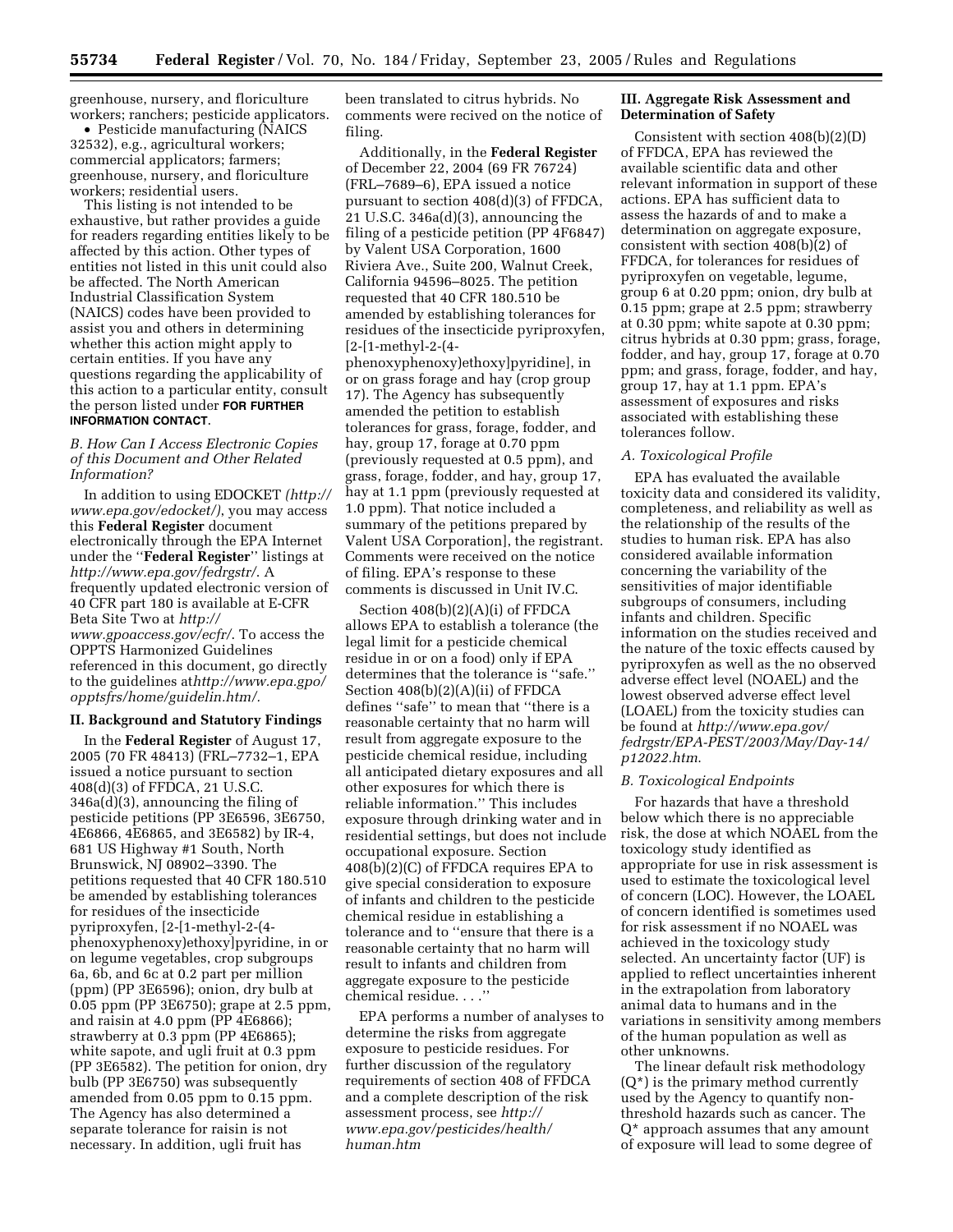greenhouse, nursery, and floriculture workers; ranchers; pesticide applicators.

- Pesticide manufacturing (NAICS 32532), e.g., agricultural workers; commercial applicators; farmers; greenhouse, nursery, and floriculture workers; residential users.

This listing is not intended to be exhaustive, but rather provides a guide for readers regarding entities likely to be affected by this action. Other types of entities not listed in this unit could also be affected. The North American Industrial Classification System (NAICS) codes have been provided to assist you and others in determining whether this action might apply to certain entities. If you have any questions regarding the applicability of this action to a particular entity, consult the person listed under **FOR FURTHER INFORMATION CONTACT**.

### *B. How Can I Access Electronic Copies of this Document and Other Related Information?*

In addition to using EDOCKET *(http://www.epa.gov/edocket/)*, you may access this **Federal Register** document electronically through the EPA Internet under the ''**Federal Register**'' listings at *http://www.epa.gov/fedrgstr/*. A frequently updated electronic version of 40 CFR part 180 is available at E-CFR Beta Site Two at *http://www.gpoaccess.gov/ecfr/*. To access the OPPTS Harmonized Guidelines referenced in this document, go directly to the guidelines at*http://www.epa.gpo/opptsfrs/home/guidelin.htm/*.

## II. Background and Statutory Findings

In the **Federal Register** of August 17, 2005 (70 FR 48413) (FRL–7732–1, EPA issued a notice pursuant to section 408(d)(3) of FFDCA, 21 U.S.C. 346a(d)(3), announcing the filing of pesticide petitions (PP 3E6596, 3E6750, 4E6866, 4E6865, and 3E6582) by IR-4, 681 US Highway #1 South, North Brunswick, NJ 08902–3390. The petitions requested that 40 CFR 180.510 be amended by establishing tolerances for residues of the insecticide pyriproxyfen, [2-[1-methyl-2-(4-phenoxyphenoxy)ethoxy]pyridine, in or on legume vegetables, crop subgroups 6a, 6b, and 6c at 0.2 part per million (ppm) (PP 3E6596); onion, dry bulb at 0.05 ppm (PP 3E6750); grape at 2.5 ppm, and raisin at 4.0 ppm (PP 4E6866); strawberry at 0.3 ppm (PP 4E6865); white sapote, and ugli fruit at 0.3 ppm (PP 3E6582). The petition for onion, dry bulb (PP 3E6750) was subsequently amended from 0.05 ppm to 0.15 ppm. The Agency has also determined a separate tolerance for raisin is not necessary. In addition, ugli fruit has been translated to citrus hybrids. No comments were recived on the notice of filing.

Additionally, in the **Federal Register** of December 22, 2004 (69 FR 76724) (FRL–7689–6), EPA issued a notice pursuant to section 408(d)(3) of FFDCA, 21 U.S.C. 346a(d)(3), announcing the filing of a pesticide petition (PP 4F6847) by Valent USA Corporation, 1600 Riviera Ave., Suite 200, Walnut Creek, California 94596–8025. The petition requested that 40 CFR 180.510 be amended by establishing tolerances for residues of the insecticide pyriproxyfen, [2-[1-methyl-2-(4-phenoxyphenoxy)ethoxy]pyridine], in or on grass forage and hay (crop group 17). The Agency has subsequently amended the petition to establish tolerances for grass, forage, fodder, and hay, group 17, forage at 0.70 ppm (previously requested at 0.5 ppm), and grass, forage, fodder, and hay, group 17, hay at 1.1 ppm (previously requested at 1.0 ppm). That notice included a summary of the petitions prepared by Valent USA Corporation], the registrant. Comments were received on the notice of filing. EPA's response to these comments is discussed in Unit IV.C.

Section 408(b)(2)(A)(i) of FFDCA allows EPA to establish a tolerance (the legal limit for a pesticide chemical residue in or on a food) only if EPA determines that the tolerance is ''safe.'' Section 408(b)(2)(A)(ii) of FFDCA defines ''safe'' to mean that ''there is a reasonable certainty that no harm will result from aggregate exposure to the pesticide chemical residue, including all anticipated dietary exposures and all other exposures for which there is reliable information.'' This includes exposure through drinking water and in residential settings, but does not include occupational exposure. Section 408(b)(2)(C) of FFDCA requires EPA to give special consideration to exposure of infants and children to the pesticide chemical residue in establishing a tolerance and to ''ensure that there is a reasonable certainty that no harm will result to infants and children from aggregate exposure to the pesticide chemical residue. . . .''

EPA performs a number of analyses to determine the risks from aggregate exposure to pesticide residues. For further discussion of the regulatory requirements of section 408 of FFDCA and a complete description of the risk assessment process, see *http://www.epa.gov/pesticides/health/human.htm*

## III. Aggregate Risk Assessment and Determination of Safety

Consistent with section 408(b)(2)(D) of FFDCA, EPA has reviewed the available scientific data and other relevant information in support of these actions. EPA has sufficient data to assess the hazards of and to make a determination on aggregate exposure, consistent with section 408(b)(2) of FFDCA, for tolerances for residues of pyriproxyfen on vegetable, legume, group 6 at 0.20 ppm; onion, dry bulb at 0.15 ppm; grape at 2.5 ppm; strawberry at 0.30 ppm; white sapote at 0.30 ppm; citrus hybrids at 0.30 ppm; grass, forage, fodder, and hay, group 17, forage at 0.70 ppm; and grass, forage, fodder, and hay, group 17, hay at 1.1 ppm. EPA's assessment of exposures and risks associated with establishing these tolerances follow.

### *A. Toxicological Profile*

EPA has evaluated the available toxicity data and considered its validity, completeness, and reliability as well as the relationship of the results of the studies to human risk. EPA has also considered available information concerning the variability of the sensitivities of major identifiable subgroups of consumers, including infants and children. Specific information on the studies received and the nature of the toxic effects caused by pyriproxyfen as well as the no observed adverse effect level (NOAEL) and the lowest observed adverse effect level (LOAEL) from the toxicity studies can be found at *http://www.epa.gov/fedrgstr/EPA-PEST/2003/May/Day-14/p12022.htm*.

### *B. Toxicological Endpoints*

For hazards that have a threshold below which there is no appreciable risk, the dose at which NOAEL from the toxicology study identified as appropriate for use in risk assessment is used to estimate the toxicological level of concern (LOC). However, the LOAEL of concern identified is sometimes used for risk assessment if no NOAEL was achieved in the toxicology study selected. An uncertainty factor (UF) is applied to reflect uncertainties inherent in the extrapolation from laboratory animal data to humans and in the variations in sensitivity among members of the human population as well as other unknowns.

The linear default risk methodology ($Q^*$) is the primary method currently used by the Agency to quantify non-threshold hazards such as cancer. The $Q^*$ approach assumes that any amount of exposure will lead to some degree of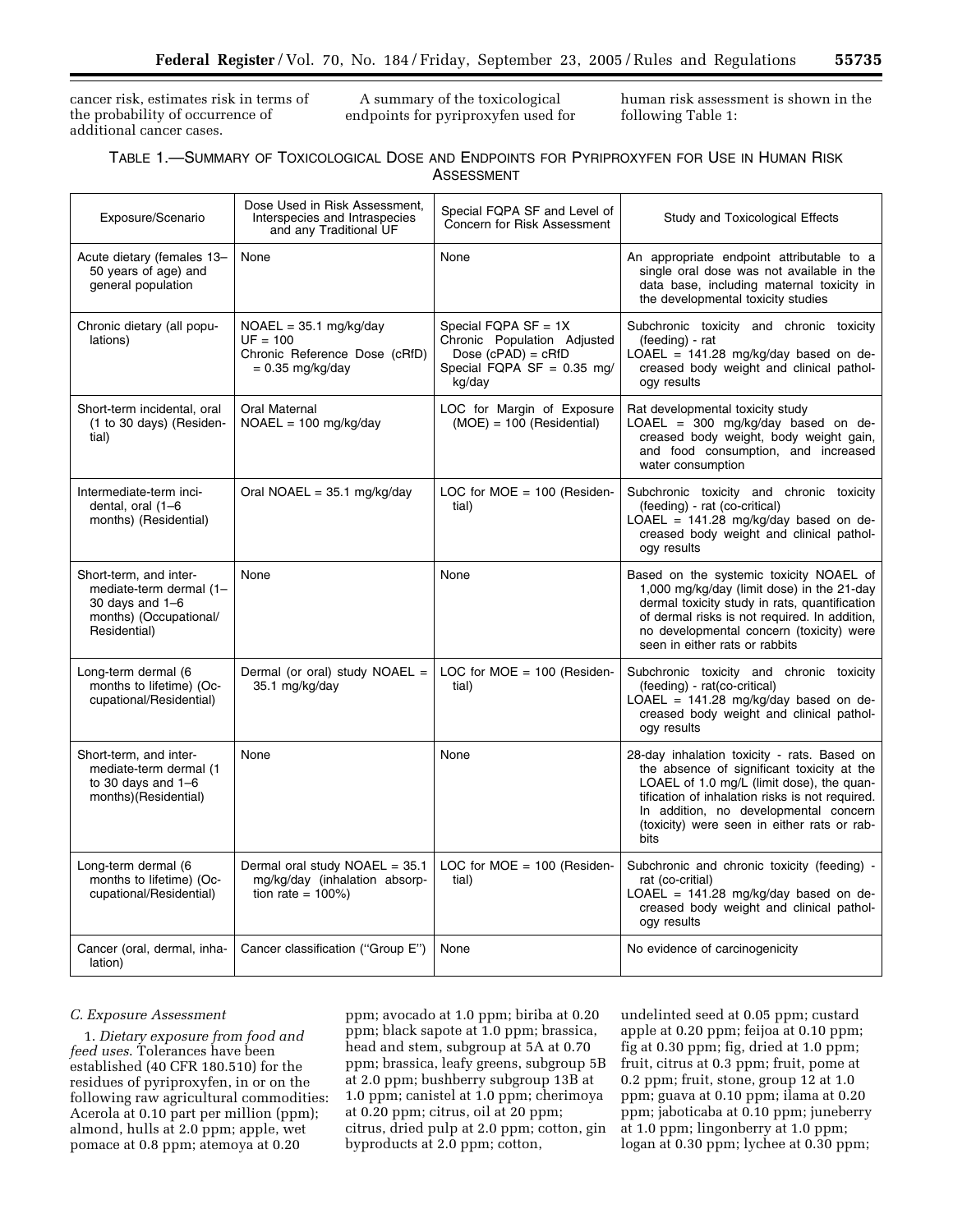cancer risk, estimates risk in terms of the probability of occurrence of additional cancer cases.

A summary of the toxicological endpoints for pyriproxyfen used for human risk assessment is shown in the following Table 1:

TABLE 1.—SUMMARY OF TOXICOLOGICAL DOSE AND ENDPOINTS FOR PYRIPROXYFEN FOR USE IN HUMAN RISK ASSESSMENT

| Exposure/Scenario | Dose Used in Risk Assessment, Interspecies and Intraspecies and any Traditional UF | Special FQPA SF and Level of Concern for Risk Assessment | Study and Toxicological Effects |
|---|---|---|---|
| Acute dietary (females 13–50 years of age) and general population | None | None | An appropriate endpoint attributable to a single oral dose was not available in the data base, including maternal toxicity in the developmental toxicity studies |
| Chronic dietary (all populations) | NOAEL = 35.1 mg/kg/day<br>UF = 100<br>Chronic Reference Dose (cRfD) = 0.35 mg/kg/day | Special FQPA SF = 1X<br>Chronic Population Adjusted Dose (cPAD) = cRfD<br>Special FQPA SF = 0.35 mg/kg/day | Subchronic toxicity and chronic toxicity (feeding) - rat<br>LOAEL = 141.28 mg/kg/day based on decreased body weight and clinical pathology results |
| Short-term incidental, oral (1 to 30 days) (Residential) | Oral Maternal<br>NOAEL = 100 mg/kg/day | LOC for Margin of Exposure (MOE) = 100 (Residential) | Rat developmental toxicity study<br>LOAEL = 300 mg/kg/day based on decreased body weight, body weight gain, and food consumption, and increased water consumption |
| Intermediate-term incidental, oral (1–6 months) (Residential) | Oral NOAEL = 35.1 mg/kg/day | LOC for MOE = 100 (Residential) | Subchronic toxicity and chronic toxicity (feeding) - rat (co-critical)<br>LOAEL = 141.28 mg/kg/day based on decreased body weight and clinical pathology results |
| Short-term, and intermediate-term dermal (1–30 days and 1–6 months) (Occupational/Residential) | None | None | Based on the systemic toxicity NOAEL of 1,000 mg/kg/day (limit dose) in the 21-day dermal toxicity study in rats, quantification of dermal risks is not required. In addition, no developmental concern (toxicity) were seen in either rats or rabbits |
| Long-term dermal (6 months to lifetime) (Occupational/Residential) | Dermal (or oral) study NOAEL = 35.1 mg/kg/day | LOC for MOE = 100 (Residential) | Subchronic toxicity and chronic toxicity (feeding) - rat(co-critical)<br>LOAEL = 141.28 mg/kg/day based on decreased body weight and clinical pathology results |
| Short-term, and intermediate-term dermal (1 to 30 days and 1–6 months)(Residential) | None | None | 28-day inhalation toxicity - rats. Based on the absence of significant toxicity at the LOAEL of 1.0 mg/L (limit dose), the quantification of inhalation risks is not required. In addition, no developmental concern (toxicity) were seen in either rats or rabbits |
| Long-term dermal (6 months to lifetime) (Occupational/Residential) | Dermal oral study NOAEL = 35.1 mg/kg/day (inhalation absorption rate = 100%) | LOC for MOE = 100 (Residential) | Subchronic and chronic toxicity (feeding) - rat (co-critial)<br>LOAEL = 141.28 mg/kg/day based on decreased body weight and clinical pathology results |
| Cancer (oral, dermal, inhalation) | Cancer classification (''Group E'') | None | No evidence of carcinogenicity |

*C. Exposure Assessment*

1. *Dietary exposure from food and feed uses*. Tolerances have been established (40 CFR 180.510) for the residues of pyriproxyfen, in or on the following raw agricultural commodities: Acerola at 0.10 part per million (ppm); almond, hulls at 2.0 ppm; apple, wet pomace at 0.8 ppm; atemoya at 0.20 ppm; avocado at 1.0 ppm; biriba at 0.20 ppm; black sapote at 1.0 ppm; brassica, head and stem, subgroup at 5A at 0.70 ppm; brassica, leafy greens, subgroup 5B at 2.0 ppm; bushberry subgroup 13B at 1.0 ppm; canistel at 1.0 ppm; cherimoya at 0.20 ppm; citrus, oil at 20 ppm; citrus, dried pulp at 2.0 ppm; cotton, gin byproducts at 2.0 ppm; cotton, undelinted seed at 0.05 ppm; custard apple at 0.20 ppm; feijoa at 0.10 ppm; fig at 0.30 ppm; fig, dried at 1.0 ppm; fruit, citrus at 0.3 ppm; fruit, pome at 0.2 ppm; fruit, stone, group 12 at 1.0 ppm; guava at 0.10 ppm; ilama at 0.20 ppm; jaboticaba at 0.10 ppm; juneberry at 1.0 ppm; lingonberry at 1.0 ppm; logan at 0.30 ppm; lychee at 0.30 ppm;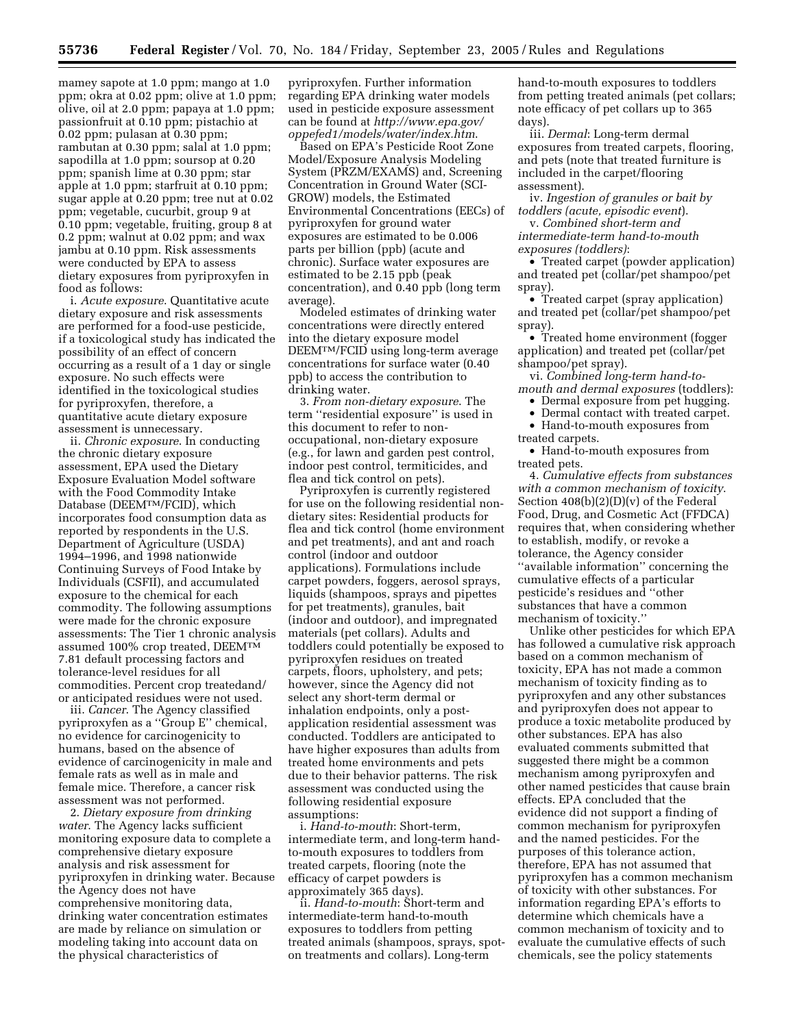mamey sapote at 1.0 ppm; mango at 1.0 ppm; okra at 0.02 ppm; olive at 1.0 ppm; olive, oil at 2.0 ppm; papaya at 1.0 ppm; passionfruit at 0.10 ppm; pistachio at 0.02 ppm; pulasan at 0.30 ppm; rambutan at 0.30 ppm; salal at 1.0 ppm; sapodilla at 1.0 ppm; soursop at 0.20 ppm; spanish lime at 0.30 ppm; star apple at 1.0 ppm; starfruit at 0.10 ppm; sugar apple at 0.20 ppm; tree nut at 0.02 ppm; vegetable, cucurbit, group 9 at 0.10 ppm; vegetable, fruiting, group 8 at 0.2 ppm; walnut at 0.02 ppm; and wax jambu at 0.10 ppm. Risk assessments were conducted by EPA to assess dietary exposures from pyriproxyfen in food as follows:

i. *Acute exposure*. Quantitative acute dietary exposure and risk assessments are performed for a food-use pesticide, if a toxicological study has indicated the possibility of an effect of concern occurring as a result of a 1 day or single exposure. No such effects were identified in the toxicological studies for pyriproxyfen, therefore, a quantitative acute dietary exposure assessment is unnecessary.

ii. *Chronic exposure*. In conducting the chronic dietary exposure assessment, EPA used the Dietary Exposure Evaluation Model software with the Food Commodity Intake Database (DEEM™/FCID), which incorporates food consumption data as reported by respondents in the U.S. Department of Agriculture (USDA) 1994–1996, and 1998 nationwide Continuing Surveys of Food Intake by Individuals (CSFII), and accumulated exposure to the chemical for each commodity. The following assumptions were made for the chronic exposure assessments: The Tier 1 chronic analysis assumed 100% crop treated, DEEM™ 7.81 default processing factors and tolerance-level residues for all commodities. Percent crop treatedand/or anticipated residues were not used.

iii. *Cancer*. The Agency classified pyriproxyfen as a ''Group E'' chemical, no evidence for carcinogenicity to humans, based on the absence of evidence of carcinogenicity in male and female rats as well as in male and female mice. Therefore, a cancer risk assessment was not performed.

2. *Dietary exposure from drinking water*. The Agency lacks sufficient monitoring exposure data to complete a comprehensive dietary exposure analysis and risk assessment for pyriproxyfen in drinking water. Because the Agency does not have comprehensive monitoring data, drinking water concentration estimates are made by reliance on simulation or modeling taking into account data on the physical characteristics of pyriproxyfen. Further information regarding EPA drinking water models used in pesticide exposure assessment can be found at *http://www.epa.gov/oppefed1/models/water/index.htm*.

Based on EPA's Pesticide Root Zone Model/Exposure Analysis Modeling System (PRZM/EXAMS) and, Screening Concentration in Ground Water (SCI-GROW) models, the Estimated Environmental Concentrations (EECs) of pyriproxyfen for ground water exposures are estimated to be 0.006 parts per billion (ppb) (acute and chronic). Surface water exposures are estimated to be 2.15 ppb (peak concentration), and 0.40 ppb (long term average).

Modeled estimates of drinking water concentrations were directly entered into the dietary exposure model DEEM™/FCID using long-term average concentrations for surface water (0.40 ppb) to access the contribution to drinking water.

3. *From non-dietary exposure*. The term ''residential exposure'' is used in this document to refer to non-occupational, non-dietary exposure (e.g., for lawn and garden pest control, indoor pest control, termiticides, and flea and tick control on pets).

Pyriproxyfen is currently registered for use on the following residential non-dietary sites: Residential products for flea and tick control (home environment and pet treatments), and ant and roach control (indoor and outdoor applications). Formulations include carpet powders, foggers, aerosol sprays, liquids (shampoos, sprays and pipettes for pet treatments), granules, bait (indoor and outdoor), and impregnated materials (pet collars). Adults and toddlers could potentially be exposed to pyriproxyfen residues on treated carpets, floors, upholstery, and pets; however, since the Agency did not select any short-term dermal or inhalation endpoints, only a post-application residential assessment was conducted. Toddlers are anticipated to have higher exposures than adults from treated home environments and pets due to their behavior patterns. The risk assessment was conducted using the following residential exposure assumptions:

i. *Hand-to-mouth*: Short-term, intermediate term, and long-term hand-to-mouth exposures to toddlers from treated carpets, flooring (note the efficacy of carpet powders is approximately 365 days).

ii. *Hand-to-mouth*: Short-term and intermediate-term hand-to-mouth exposures to toddlers from petting treated animals (shampoos, sprays, spot-on treatments and collars). Long-term hand-to-mouth exposures to toddlers from petting treated animals (pet collars; note efficacy of pet collars up to 365 days).

iii. *Dermal*: Long-term dermal exposures from treated carpets, flooring, and pets (note that treated furniture is included in the carpet/flooring assessment).

iv. *Ingestion of granules or bait by toddlers (acute, episodic event)*.

v. *Combined short-term and intermediate-term hand-to-mouth exposures (toddlers)*:

- Treated carpet (powder application) and treated pet (collar/pet shampoo/pet spray).
- Treated carpet (spray application) and treated pet (collar/pet shampoo/pet spray).
- Treated home environment (fogger application) and treated pet (collar/pet shampoo/pet spray).

vi. *Combined long-term hand-to-mouth and dermal exposures* (toddlers):

- Dermal exposure from pet hugging.
- Dermal contact with treated carpet.
- Hand-to-mouth exposures from treated carpets.
- Hand-to-mouth exposures from treated pets.

4. *Cumulative effects from substances with a common mechanism of toxicity*. Section 408(b)(2)(D)(v) of the Federal Food, Drug, and Cosmetic Act (FFDCA) requires that, when considering whether to establish, modify, or revoke a tolerance, the Agency consider ''available information'' concerning the cumulative effects of a particular pesticide's residues and ''other substances that have a common mechanism of toxicity.''

Unlike other pesticides for which EPA has followed a cumulative risk approach based on a common mechanism of toxicity, EPA has not made a common mechanism of toxicity finding as to pyriproxyfen and any other substances and pyriproxyfen does not appear to produce a toxic metabolite produced by other substances. EPA has also evaluated comments submitted that suggested there might be a common mechanism among pyriproxyfen and other named pesticides that cause brain effects. EPA concluded that the evidence did not support a finding of common mechanism for pyriproxyfen and the named pesticides. For the purposes of this tolerance action, therefore, EPA has not assumed that pyriproxyfen has a common mechanism of toxicity with other substances. For information regarding EPA's efforts to determine which chemicals have a common mechanism of toxicity and to evaluate the cumulative effects of such chemicals, see the policy statements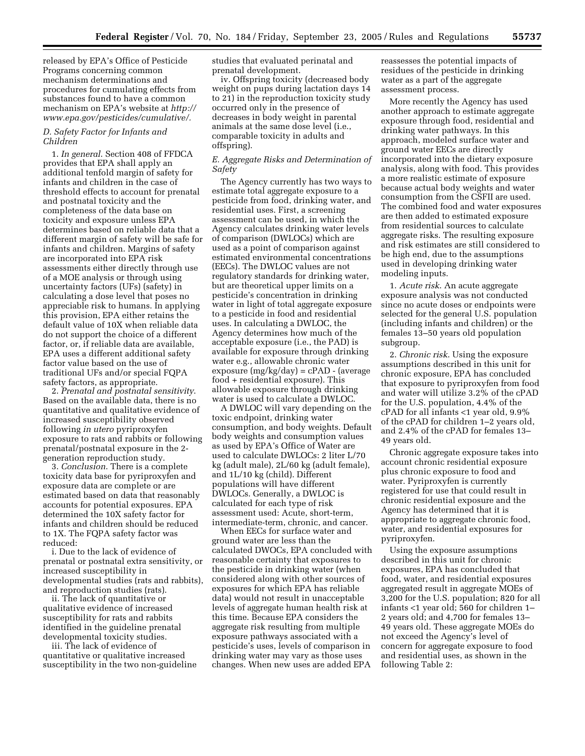released by EPA's Office of Pesticide Programs concerning common mechanism determinations and procedures for cumulating effects from substances found to have a common mechanism on EPA's website at *http://www.epa.gov/pesticides/cumulative/*.

### *D. Safety Factor for Infants and Children*

1. *In general*. Section 408 of FFDCA provides that EPA shall apply an additional tenfold margin of safety for infants and children in the case of threshold effects to account for prenatal and postnatal toxicity and the completeness of the data base on toxicity and exposure unless EPA determines based on reliable data that a different margin of safety will be safe for infants and children. Margins of safety are incorporated into EPA risk assessments either directly through use of a MOE analysis or through using uncertainty factors (UFs) (safety) in calculating a dose level that poses no appreciable risk to humans. In applying this provision, EPA either retains the default value of 10X when reliable data do not support the choice of a different factor, or, if reliable data are available, EPA uses a different additional safety factor value based on the use of traditional UFs and/or special FQPA safety factors, as appropriate.

2. *Prenatal and postnatal sensitivity*. Based on the available data, there is no quantitative and qualitative evidence of increased susceptibility observed following *in utero* pyriproxyfen exposure to rats and rabbits or following prenatal/postnatal exposure in the 2-generation reproduction study.

3. *Conclusion*. There is a complete toxicity data base for pyriproxyfen and exposure data are complete or are estimated based on data that reasonably accounts for potential exposures. EPA determined the 10X safety factor for infants and children should be reduced to 1X. The FQPA safety factor was reduced:

i. Due to the lack of evidence of prenatal or postnatal extra sensitivity, or increased susceptibility in developmental studies (rats and rabbits), and reproduction studies (rats).

ii. The lack of quantitative or qualitative evidence of increased susceptibility for rats and rabbits identified in the guideline prenatal developmental toxicity studies.

iii. The lack of evidence of quantitative or qualitative increased susceptibility in the two non-guideline studies that evaluated perinatal and prenatal development.

iv. Offspring toxicity (decreased body weight on pups during lactation days 14 to 21) in the reproduction toxicity study occurred only in the presence of decreases in body weight in parental animals at the same dose level (i.e., comparable toxicity in adults and offspring).

### *E. Aggregate Risks and Determination of Safety*

The Agency currently has two ways to estimate total aggregate exposure to a pesticide from food, drinking water, and residential uses. First, a screening assessment can be used, in which the Agency calculates drinking water levels of comparison (DWLOCs) which are used as a point of comparison against estimated environmental concentrations (EECs). The DWLOC values are not regulatory standards for drinking water, but are theoretical upper limits on a pesticide's concentration in drinking water in light of total aggregate exposure to a pesticide in food and residential uses. In calculating a DWLOC, the Agency determines how much of the acceptable exposure (i.e., the PAD) is available for exposure through drinking water e.g., allowable chronic water exposure (mg/kg/day) = cPAD - (average food + residential exposure). This allowable exposure through drinking water is used to calculate a DWLOC.

A DWLOC will vary depending on the toxic endpoint, drinking water consumption, and body weights. Default body weights and consumption values as used by EPA's Office of Water are used to calculate DWLOCs: 2 liter L/70 kg (adult male), 2L/60 kg (adult female), and 1L/10 kg (child). Different populations will have different DWLOCs. Generally, a DWLOC is calculated for each type of risk assessment used: Acute, short-term, intermediate-term, chronic, and cancer.

When EECs for surface water and ground water are less than the calculated DWOCs, EPA concluded with reasonable certainty that exposures to the pesticide in drinking water (when considered along with other sources of exposures for which EPA has reliable data) would not result in unacceptable levels of aggregate human health risk at this time. Because EPA considers the aggregate risk resulting from multiple exposure pathways associated with a pesticide's uses, levels of comparison in drinking water may vary as those uses changes. When new uses are added EPA reassesses the potential impacts of residues of the pesticide in drinking water as a part of the aggregate assessment process.

More recently the Agency has used another approach to estimate aggregate exposure through food, residential and drinking water pathways. In this approach, modeled surface water and ground water EECs are directly incorporated into the dietary exposure analysis, along with food. This provides a more realistic estimate of exposure because actual body weights and water consumption from the CSFII are used. The combined food and water exposures are then added to estimated exposure from residential sources to calculate aggregate risks. The resulting exposure and risk estimates are still considered to be high end, due to the assumptions used in developing drinking water modeling inputs.

1. *Acute risk*. An acute aggregate exposure analysis was not conducted since no acute doses or endpoints were selected for the general U.S. population (including infants and children) or the females 13–50 years old population subgroup.

2. *Chronic risk*. Using the exposure assumptions described in this unit for chronic exposure, EPA has concluded that exposure to pyriproxyfen from food and water will utilize 3.2% of the cPAD for the U.S. population, 4.4% of the cPAD for all infants <1 year old, 9.9% of the cPAD for children 1–2 years old, and 2.4% of the cPAD for females 13–49 years old.

Chronic aggregate exposure takes into account chronic residential exposure plus chronic exposure to food and water. Pyriproxyfen is currently registered for use that could result in chronic residential exposure and the Agency has determined that it is appropriate to aggregate chronic food, water, and residential exposures for pyriproxyfen.

Using the exposure assumptions described in this unit for chronic exposures, EPA has concluded that food, water, and residential exposures aggregated result in aggregate MOEs of 3,200 for the U.S. population; 820 for all infants <1 year old; 560 for children 1–2 years old; and 4,700 for females 13–49 years old. These aggregate MOEs do not exceed the Agency's level of concern for aggregate exposure to food and residential uses, as shown in the following Table 2: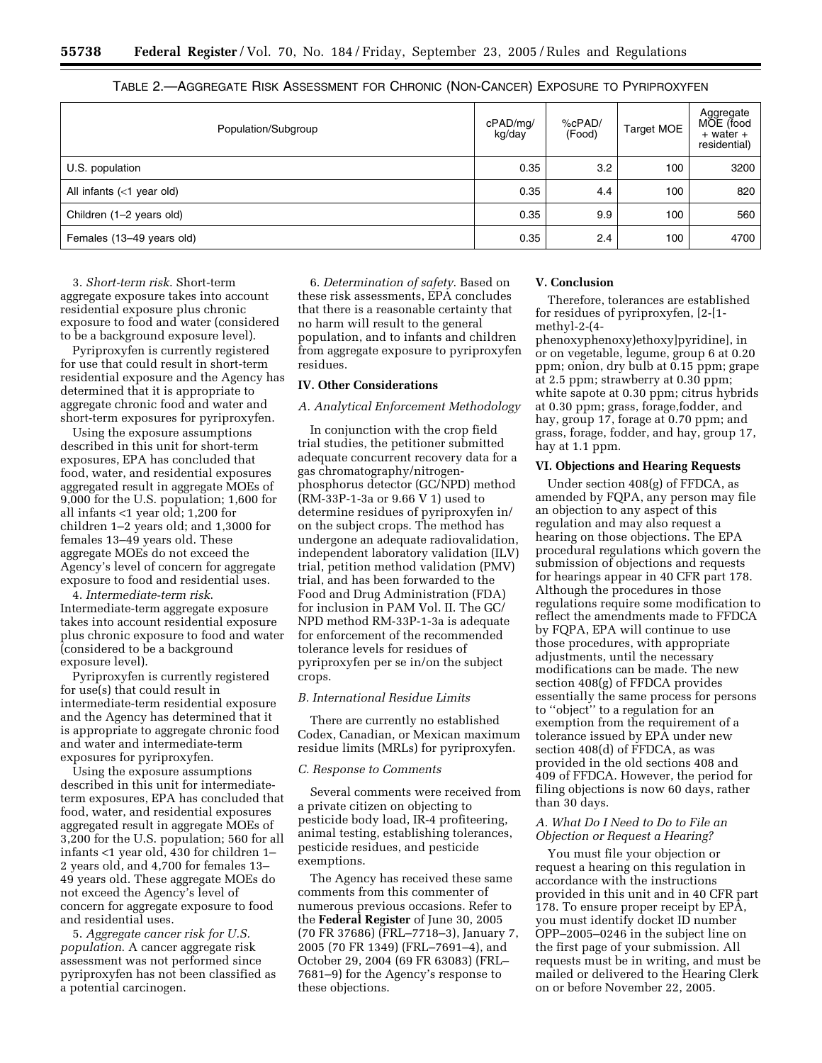TABLE 2.—AGGREGATE RISK ASSESSMENT FOR CHRONIC (NON-CANCER) EXPOSURE TO PYRIPROXYFEN

| Population/Subgroup | cPAD/mg/kg/day | %cPAD/ (Food) | Target MOE | Aggregate MOE (food + water + residential) |
|---|---|---|---|---|
| U.S. population | 0.35 | 3.2 | 100 | 3200 |
| All infants (<1 year old) | 0.35 | 4.4 | 100 | 820 |
| Children (1–2 years old) | 0.35 | 9.9 | 100 | 560 |
| Females (13–49 years old) | 0.35 | 2.4 | 100 | 4700 |

3. *Short-term risk*. Short-term aggregate exposure takes into account residential exposure plus chronic exposure to food and water (considered to be a background exposure level).

Pyriproxyfen is currently registered for use that could result in short-term residential exposure and the Agency has determined that it is appropriate to aggregate chronic food and water and short-term exposures for pyriproxyfen.

Using the exposure assumptions described in this unit for short-term exposures, EPA has concluded that food, water, and residential exposures aggregated result in aggregate MOEs of 9,000 for the U.S. population; 1,600 for all infants <1 year old; 1,200 for children 1–2 years old; and 1,3000 for females 13–49 years old. These aggregate MOEs do not exceed the Agency's level of concern for aggregate exposure to food and residential uses.

4. *Intermediate-term risk*. Intermediate-term aggregate exposure takes into account residential exposure plus chronic exposure to food and water (considered to be a background exposure level).

Pyriproxyfen is currently registered for use(s) that could result in intermediate-term residential exposure and the Agency has determined that it is appropriate to aggregate chronic food and water and intermediate-term exposures for pyriproxyfen.

Using the exposure assumptions described in this unit for intermediate-term exposures, EPA has concluded that food, water, and residential exposures aggregated result in aggregate MOEs of 3,200 for the U.S. population; 560 for all infants <1 year old, 430 for children 1–2 years old, and 4,700 for females 13–49 years old. These aggregate MOEs do not exceed the Agency's level of concern for aggregate exposure to food and residential uses.

5. *Aggregate cancer risk for U.S. population*. A cancer aggregate risk assessment was not performed since pyriproxyfen has not been classified as a potential carcinogen.

6. *Determination of safety*. Based on these risk assessments, EPA concludes that there is a reasonable certainty that no harm will result to the general population, and to infants and children from aggregate exposure to pyriproxyfen residues.

## IV. Other Considerations

### *A. Analytical Enforcement Methodology*

In conjunction with the crop field trial studies, the petitioner submitted adequate concurrent recovery data for a gas chromatography/nitrogen-phosphorus detector (GC/NPD) method (RM-33P-1-3a or 9.66 V 1) used to determine residues of pyriproxyfen in/on the subject crops. The method has undergone an adequate radiovalidation, independent laboratory validation (ILV) trial, petition method validation (PMV) trial, and has been forwarded to the Food and Drug Administration (FDA) for inclusion in PAM Vol. II. The GC/NPD method RM-33P-1-3a is adequate for enforcement of the recommended tolerance levels for residues of pyriproxyfen per se in/on the subject crops.

### *B. International Residue Limits*

There are currently no established Codex, Canadian, or Mexican maximum residue limits (MRLs) for pyriproxyfen.

### *C. Response to Comments*

Several comments were received from a private citizen on objecting to pesticide body load, IR-4 profiteering, animal testing, establishing tolerances, pesticide residues, and pesticide exemptions.

The Agency has received these same comments from this commenter of numerous previous occasions. Refer to the **Federal Register** of June 30, 2005 (70 FR 37686) (FRL–7718–3), January 7, 2005 (70 FR 1349) (FRL–7691–4), and October 29, 2004 (69 FR 63083) (FRL–7681–9) for the Agency's response to these objections.

## V. Conclusion

Therefore, tolerances are established for residues of pyriproxyfen, [2-[1-methyl-2-(4-phenoxyphenoxy)ethoxy]pyridine], in or on vegetable, legume, group 6 at 0.20 ppm; onion, dry bulb at 0.15 ppm; grape at 2.5 ppm; strawberry at 0.30 ppm; white sapote at 0.30 ppm; citrus hybrids at 0.30 ppm; grass, forage,fodder, and hay, group 17, forage at 0.70 ppm; and grass, forage, fodder, and hay, group 17, hay at 1.1 ppm.

## VI. Objections and Hearing Requests

Under section 408(g) of FFDCA, as amended by FQPA, any person may file an objection to any aspect of this regulation and may also request a hearing on those objections. The EPA procedural regulations which govern the submission of objections and requests for hearings appear in 40 CFR part 178. Although the procedures in those regulations require some modification to reflect the amendments made to FFDCA by FQPA, EPA will continue to use those procedures, with appropriate adjustments, until the necessary modifications can be made. The new section 408(g) of FFDCA provides essentially the same process for persons to ''object'' to a regulation for an exemption from the requirement of a tolerance issued by EPA under new section 408(d) of FFDCA, as was provided in the old sections 408 and 409 of FFDCA. However, the period for filing objections is now 60 days, rather than 30 days.

### *A. What Do I Need to Do to File an Objection or Request a Hearing?*

You must file your objection or request a hearing on this regulation in accordance with the instructions provided in this unit and in 40 CFR part 178. To ensure proper receipt by EPA, you must identify docket ID number OPP–2005–0246 in the subject line on the first page of your submission. All requests must be in writing, and must be mailed or delivered to the Hearing Clerk on or before November 22, 2005.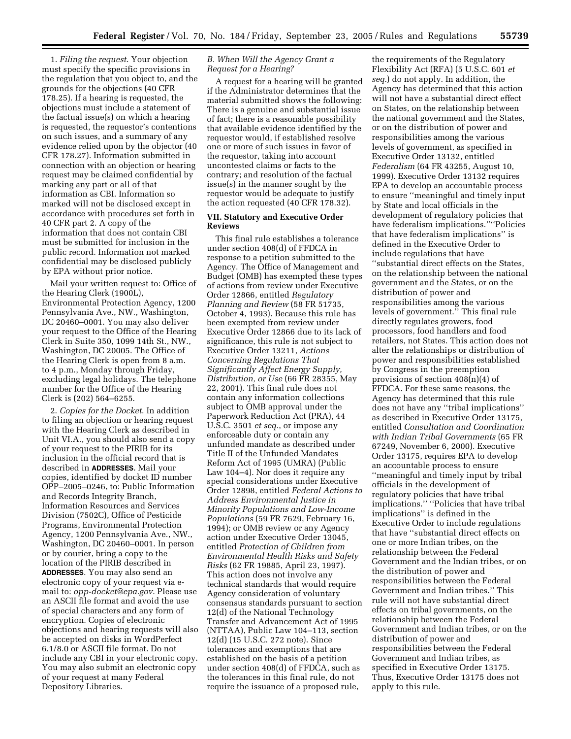1. *Filing the request*. Your objection must specify the specific provisions in the regulation that you object to, and the grounds for the objections (40 CFR 178.25). If a hearing is requested, the objections must include a statement of the factual issue(s) on which a hearing is requested, the requestor's contentions on such issues, and a summary of any evidence relied upon by the objector (40 CFR 178.27). Information submitted in connection with an objection or hearing request may be claimed confidential by marking any part or all of that information as CBI. Information so marked will not be disclosed except in accordance with procedures set forth in 40 CFR part 2. A copy of the information that does not contain CBI must be submitted for inclusion in the public record. Information not marked confidential may be disclosed publicly by EPA without prior notice.

Mail your written request to: Office of the Hearing Clerk (1900L), Environmental Protection Agency, 1200 Pennsylvania Ave., NW., Washington, DC 20460–0001. You may also deliver your request to the Office of the Hearing Clerk in Suite 350, 1099 14th St., NW., Washington, DC 20005. The Office of the Hearing Clerk is open from 8 a.m. to 4 p.m., Monday through Friday, excluding legal holidays. The telephone number for the Office of the Hearing Clerk is (202) 564–6255.

2. *Copies for the Docket*. In addition to filing an objection or hearing request with the Hearing Clerk as described in Unit VI.A., you should also send a copy of your request to the PIRIB for its inclusion in the official record that is described in **ADDRESSES**. Mail your copies, identified by docket ID number OPP–2005–0246, to: Public Information and Records Integrity Branch, Information Resources and Services Division (7502C), Office of Pesticide Programs, Environmental Protection Agency, 1200 Pennsylvania Ave., NW., Washington, DC 20460–0001. In person or by courier, bring a copy to the location of the PIRIB described in **ADDRESSES**. You may also send an electronic copy of your request via e-mail to: *opp-docket@epa.gov*. Please use an ASCII file format and avoid the use of special characters and any form of encryption. Copies of electronic objections and hearing requests will also be accepted on disks in WordPerfect 6.1/8.0 or ASCII file format. Do not include any CBI in your electronic copy. You may also submit an electronic copy of your request at many Federal Depository Libraries.

### *B. When Will the Agency Grant a Request for a Hearing?*

A request for a hearing will be granted if the Administrator determines that the material submitted shows the following: There is a genuine and substantial issue of fact; there is a reasonable possibility that available evidence identified by the requestor would, if established resolve one or more of such issues in favor of the requestor, taking into account uncontested claims or facts to the contrary; and resolution of the factual issue(s) in the manner sought by the requestor would be adequate to justify the action requested (40 CFR 178.32).

## VII. Statutory and Executive Order Reviews

This final rule establishes a tolerance under section 408(d) of FFDCA in response to a petition submitted to the Agency. The Office of Management and Budget (OMB) has exempted these types of actions from review under Executive Order 12866, entitled *Regulatory Planning and Review* (58 FR 51735, October 4, 1993). Because this rule has been exempted from review under Executive Order 12866 due to its lack of significance, this rule is not subject to Executive Order 13211, *Actions Concerning Regulations That Significantly Affect Energy Supply, Distribution, or Use* (66 FR 28355, May 22, 2001). This final rule does not contain any information collections subject to OMB approval under the Paperwork Reduction Act (PRA), 44 U.S.C. 3501 *et seq.*, or impose any enforceable duty or contain any unfunded mandate as described under Title II of the Unfunded Mandates Reform Act of 1995 (UMRA) (Public Law 104–4). Nor does it require any special considerations under Executive Order 12898, entitled *Federal Actions to Address Environmental Justice in Minority Populations and Low-Income Populations* (59 FR 7629, February 16, 1994); or OMB review or any Agency action under Executive Order 13045, entitled *Protection of Children from Environmental Health Risks and Safety Risks* (62 FR 19885, April 23, 1997). This action does not involve any technical standards that would require Agency consideration of voluntary consensus standards pursuant to section 12(d) of the National Technology Transfer and Advancement Act of 1995 (NTTAA), Public Law 104–113, section 12(d) (15 U.S.C. 272 note). Since tolerances and exemptions that are established on the basis of a petition under section 408(d) of FFDCA, such as the tolerances in this final rule, do not require the issuance of a proposed rule, the requirements of the Regulatory Flexibility Act (RFA) (5 U.S.C. 601 *et seq.*) do not apply. In addition, the Agency has determined that this action will not have a substantial direct effect on States, on the relationship between the national government and the States, or on the distribution of power and responsibilities among the various levels of government, as specified in Executive Order 13132, entitled *Federalism* (64 FR 43255, August 10, 1999). Executive Order 13132 requires EPA to develop an accountable process to ensure ''meaningful and timely input by State and local officials in the development of regulatory policies that have federalism implications.'' ''Policies that have federalism implications'' is defined in the Executive Order to include regulations that have ''substantial direct effects on the States, on the relationship between the national government and the States, or on the distribution of power and responsibilities among the various levels of government.'' This final rule directly regulates growers, food processors, food handlers and food retailers, not States. This action does not alter the relationships or distribution of power and responsibilities established by Congress in the preemption provisions of section 408(n)(4) of FFDCA. For these same reasons, the Agency has determined that this rule does not have any ''tribal implications'' as described in Executive Order 13175, entitled *Consultation and Coordination with Indian Tribal Governments* (65 FR 67249, November 6, 2000). Executive Order 13175, requires EPA to develop an accountable process to ensure ''meaningful and timely input by tribal officials in the development of regulatory policies that have tribal implications.'' ''Policies that have tribal implications'' is defined in the Executive Order to include regulations that have ''substantial direct effects on one or more Indian tribes, on the relationship between the Federal Government and the Indian tribes, or on the distribution of power and responsibilities between the Federal Government and Indian tribes.'' This rule will not have substantial direct effects on tribal governments, on the relationship between the Federal Government and Indian tribes, or on the distribution of power and responsibilities between the Federal Government and Indian tribes, as specified in Executive Order 13175. Thus, Executive Order 13175 does not apply to this rule.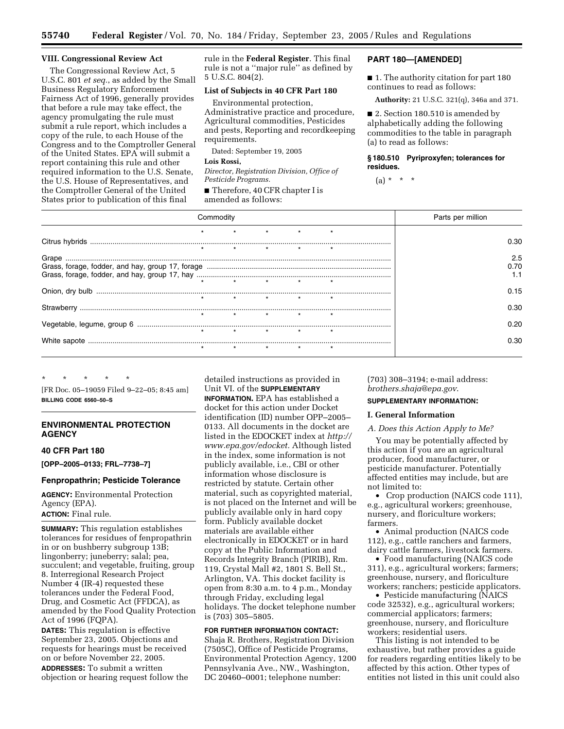### VIII. Congressional Review Act

The Congressional Review Act, 5 U.S.C. 801 *et seq.*, as added by the Small Business Regulatory Enforcement Fairness Act of 1996, generally provides that before a rule may take effect, the agency promulgating the rule must submit a rule report, which includes a copy of the rule, to each House of the Congress and to the Comptroller General of the United States. EPA will submit a report containing this rule and other required information to the U.S. Senate, the U.S. House of Representatives, and the Comptroller General of the United States prior to publication of this final rule in the **Federal Register**. This final rule is not a ''major rule'' as defined by 5 U.S.C. 804(2).

### List of Subjects in 40 CFR Part 180

Environmental protection, Administrative practice and procedure, Agricultural commodities, Pesticides and pests, Reporting and recordkeeping requirements.

Dated: September 19, 2005

**Lois Rossi,**

*Director, Registration Division, Office of Pesticide Programs.*

■ Therefore, 40 CFR chapter I is amended as follows:

## PART 180—[AMENDED]

■ 1. The authority citation for part 180 continues to read as follows:

**Authority:** 21 U.S.C. 321(q), 346a and 371.

■ 2. Section 180.510 is amended by alphabetically adding the following commodities to the table in paragraph (a) to read as follows:

**§ 180.510 Pyriproxyfen; tolerances for residues.**

(a) * * *

| Commodity | Parts per million |
|---|---|
| * * * * * | |
| Citrus hybrids | 0.30 |
| * * * * * | |
| Grape | 2.5 |
| Grass, forage, fodder, and hay, group 17, forage | 0.70 |
| Grass, forage, fodder, and hay, group 17, hay | 1.1 |
| * * * * * | |
| Onion, dry bulb | 0.15 |
| * * * * * | |
| Strawberry | 0.30 |
| * * * * * | |
| Vegetable, legume, group 6 | 0.20 |
| * * * * * | |
| White sapote | 0.30 |
| * * * * * | |

\* * * * *

[FR Doc. 05–19059 Filed 9–22–05; 8:45 am]

**BILLING CODE 6560–50–S**

## ENVIRONMENTAL PROTECTION AGENCY

### 40 CFR Part 180

**[OPP–2005–0133; FRL–7738–7]**

### Fenpropathrin; Pesticide Tolerance

**AGENCY:** Environmental Protection Agency (EPA).

**ACTION:** Final rule.

**SUMMARY:** This regulation establishes tolerances for residues of fenpropathrin in or on bushberry subgroup 13B; lingonberry; juneberry; salal; pea, succulent; and vegetable, fruiting, group 8. Interregional Research Project Number 4 (IR-4) requested these tolerances under the Federal Food, Drug, and Cosmetic Act (FFDCA), as amended by the Food Quality Protection Act of 1996 (FQPA).

**DATES:** This regulation is effective September 23, 2005. Objections and requests for hearings must be received on or before November 22, 2005.

**ADDRESSES:** To submit a written objection or hearing request follow the detailed instructions as provided in Unit VI. of the **SUPPLEMENTARY INFORMATION.** EPA has established a docket for this action under Docket identification (ID) number OPP–2005–0133. All documents in the docket are listed in the EDOCKET index at *http://www.epa.gov/edocket.* Although listed in the index, some information is not publicly available, i.e., CBI or other information whose disclosure is restricted by statute. Certain other material, such as copyrighted material, is not placed on the Internet and will be publicly available only in hard copy form. Publicly available docket materials are available either electronically in EDOCKET or in hard copy at the Public Information and Records Integrity Branch (PIRIB), Rm. 119, Crystal Mall #2, 1801 S. Bell St., Arlington, VA. This docket facility is open from 8:30 a.m. to 4 p.m., Monday through Friday, excluding legal holidays. The docket telephone number is (703) 305–5805.

**FOR FURTHER INFORMATION CONTACT:** Shaja R. Brothers, Registration Division (7505C), Office of Pesticide Programs, Environmental Protection Agency, 1200 Pennsylvania Ave., NW., Washington, DC 20460–0001; telephone number: (703) 308–3194; e-mail address: *brothers.shaja@epa.gov*.

**SUPPLEMENTARY INFORMATION:**

### I. General Information

*A. Does this Action Apply to Me?*

You may be potentially affected by this action if you are an agricultural producer, food manufacturer, or pesticide manufacturer. Potentially affected entities may include, but are not limited to:

- Crop production (NAICS code 111), e.g., agricultural workers; greenhouse, nursery, and floriculture workers; farmers.
- Animal production (NAICS code 112), e.g., cattle ranchers and farmers, dairy cattle farmers, livestock farmers.
- Food manufacturing (NAICS code 311), e.g., agricultural workers; farmers; greenhouse, nursery, and floriculture workers; ranchers; pesticide applicators.
- Pesticide manufacturing (NAICS code 32532), e.g., agricultural workers; commercial applicators; farmers; greenhouse, nursery, and floriculture workers; residential users.

This listing is not intended to be exhaustive, but rather provides a guide for readers regarding entities likely to be affected by this action. Other types of entities not listed in this unit could also